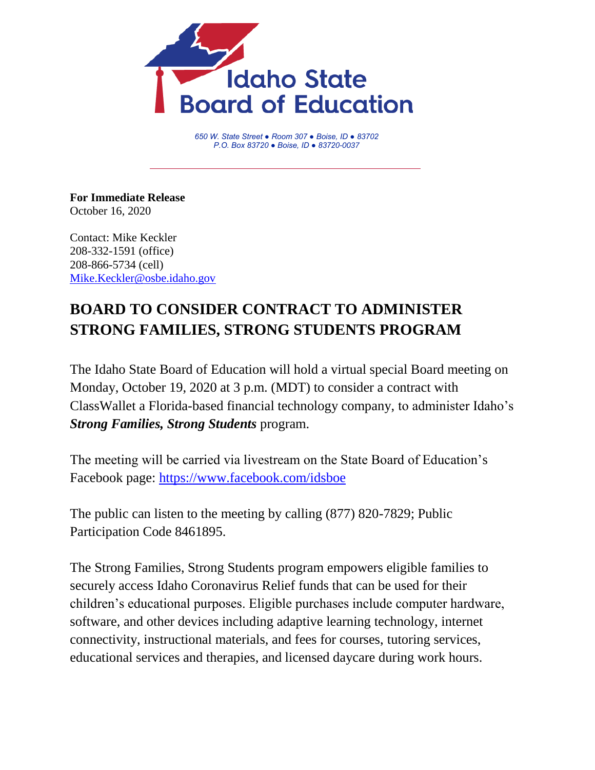# Idaho State Board of Education

*650 W. State Street ● Room 307 ● Boise, ID ● 83702*
*P.O. Box 83720 ● Boise, ID ● 83720-0037*

---

**For Immediate Release**
October 16, 2020

Contact: Mike Keckler
208-332-1591 (office)
208-866-5734 (cell)
Mike.Keckler@osbe.idaho.gov

## BOARD TO CONSIDER CONTRACT TO ADMINISTER STRONG FAMILIES, STRONG STUDENTS PROGRAM

The Idaho State Board of Education will hold a virtual special Board meeting on Monday, October 19, 2020 at 3 p.m. (MDT) to consider a contract with ClassWallet a Florida-based financial technology company, to administer Idaho's ***Strong Families, Strong Students*** program.

The meeting will be carried via livestream on the State Board of Education's Facebook page: https://www.facebook.com/idsboe

The public can listen to the meeting by calling (877) 820-7829; Public Participation Code 8461895.

The Strong Families, Strong Students program empowers eligible families to securely access Idaho Coronavirus Relief funds that can be used for their children's educational purposes. Eligible purchases include computer hardware, software, and other devices including adaptive learning technology, internet connectivity, instructional materials, and fees for courses, tutoring services, educational services and therapies, and licensed daycare during work hours.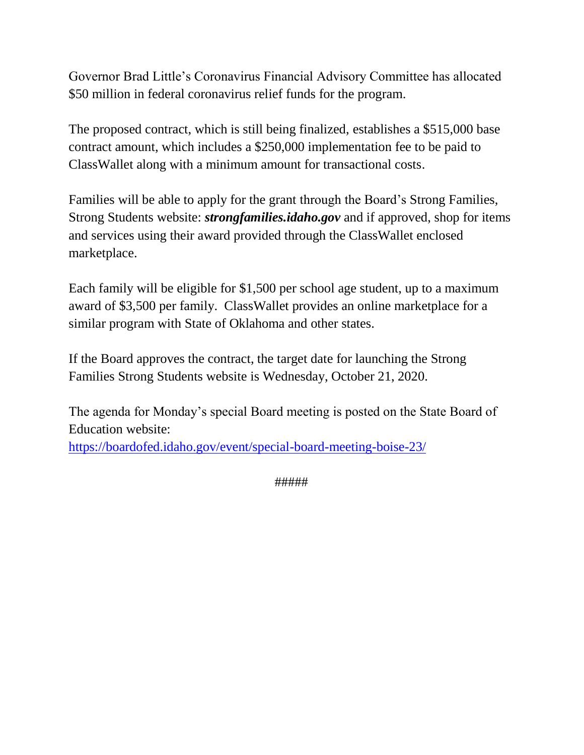Governor Brad Little's Coronavirus Financial Advisory Committee has allocated $50 million in federal coronavirus relief funds for the program.

The proposed contract, which is still being finalized, establishes a $515,000 base contract amount, which includes a $250,000 implementation fee to be paid to ClassWallet along with a minimum amount for transactional costs.

Families will be able to apply for the grant through the Board's Strong Families, Strong Students website: ***strongfamilies.idaho.gov*** and if approved, shop for items and services using their award provided through the ClassWallet enclosed marketplace.

Each family will be eligible for $1,500 per school age student, up to a maximum award of $3,500 per family. ClassWallet provides an online marketplace for a similar program with State of Oklahoma and other states.

If the Board approves the contract, the target date for launching the Strong Families Strong Students website is Wednesday, October 21, 2020.

The agenda for Monday's special Board meeting is posted on the State Board of Education website:
https://boardofed.idaho.gov/event/special-board-meeting-boise-23/

#####